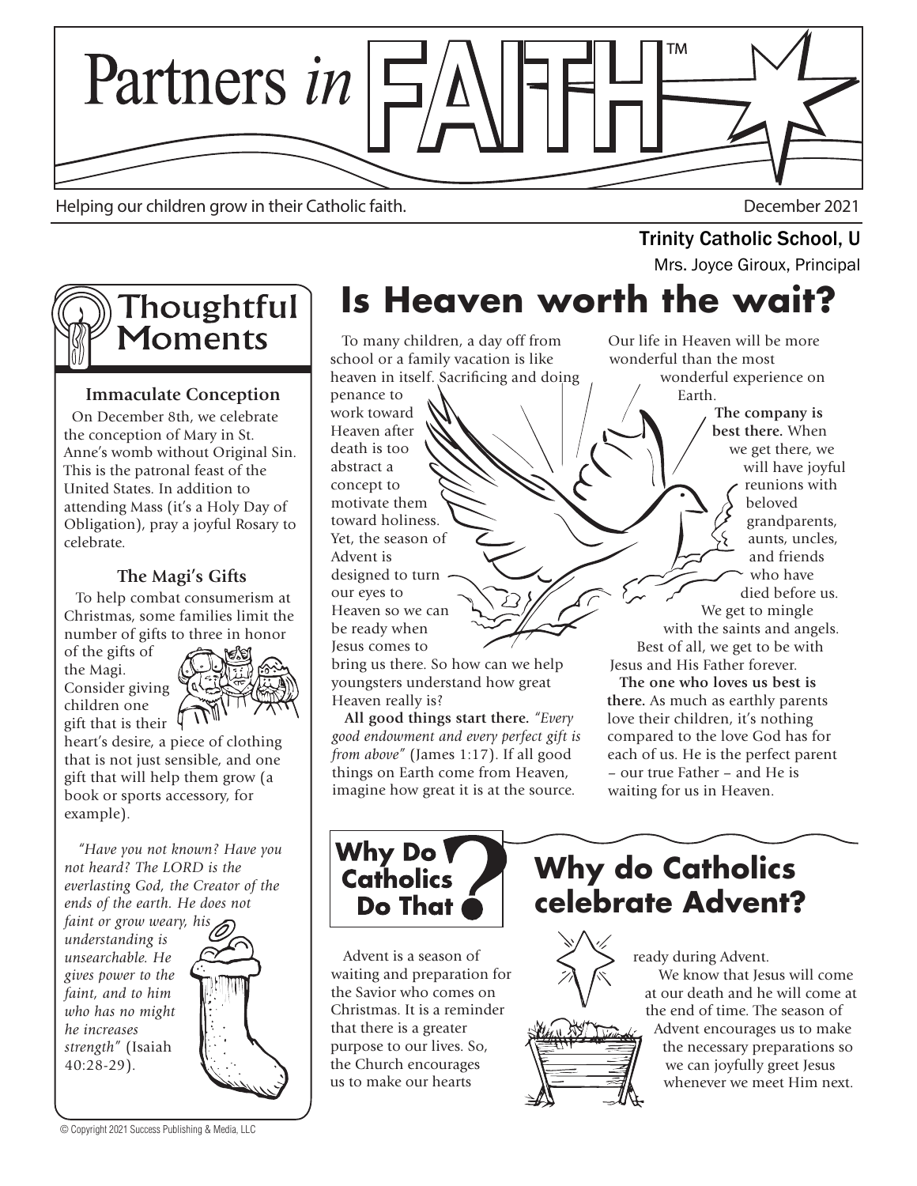# Partners *in* FAITH™

Helping our children grow in their Catholic faith.

December 2021

Trinity Catholic School, U

Mrs. Joyce Giroux, Principal

## Thoughtful Moments

### Immaculate Conception

On December 8th, we celebrate the conception of Mary in St. Anne's womb without Original Sin. This is the patronal feast of the United States. In addition to attending Mass (it's a Holy Day of Obligation), pray a joyful Rosary to celebrate.

### The Magi's Gifts

To help combat consumerism at Christmas, some families limit the number of gifts to three in honor of the gifts of the Magi. Consider giving children one gift that is their heart's desire, a piece of clothing that is not just sensible, and one gift that will help them grow (a book or sports accessory, for example).

*"Have you not known? Have you not heard? The LORD is the everlasting God, the Creator of the ends of the earth. He does not faint or grow weary, his understanding is unsearchable. He gives power to the faint, and to him who has no might he increases strength"* (Isaiah 40:28-29).

# Is Heaven worth the wait?

To many children, a day off from school or a family vacation is like heaven in itself. Sacrificing and doing penance to work toward Heaven after death is too abstract a concept to motivate them toward holiness. Yet, the season of Advent is designed to turn our eyes to Heaven so we can be ready when Jesus comes to bring us there. So how can we help youngsters understand how great Heaven really is?

**All good things start there.** *"Every good endowment and every perfect gift is from above"* (James 1:17). If all good things on Earth come from Heaven, imagine how great it is at the source. Our life in Heaven will be more wonderful than the most wonderful experience on Earth.

**The company is best there.** When we get there, we will have joyful reunions with beloved grandparents, aunts, uncles, and friends who have died before us. We get to mingle with the saints and angels. Best of all, we get to be with Jesus and His Father forever.

**The one who loves us best is there.** As much as earthly parents love their children, it's nothing compared to the love God has for each of us. He is the perfect parent – our true Father – and He is waiting for us in Heaven.

## Why Do Catholics Do That?

## Why do Catholics celebrate Advent?

Advent is a season of waiting and preparation for the Savior who comes on Christmas. It is a reminder that there is a greater purpose to our lives. So, the Church encourages us to make our hearts ready during Advent.

We know that Jesus will come at our death and he will come at the end of time. The season of Advent encourages us to make the necessary preparations so we can joyfully greet Jesus whenever we meet Him next.

© Copyright 2021 Success Publishing & Media, LLC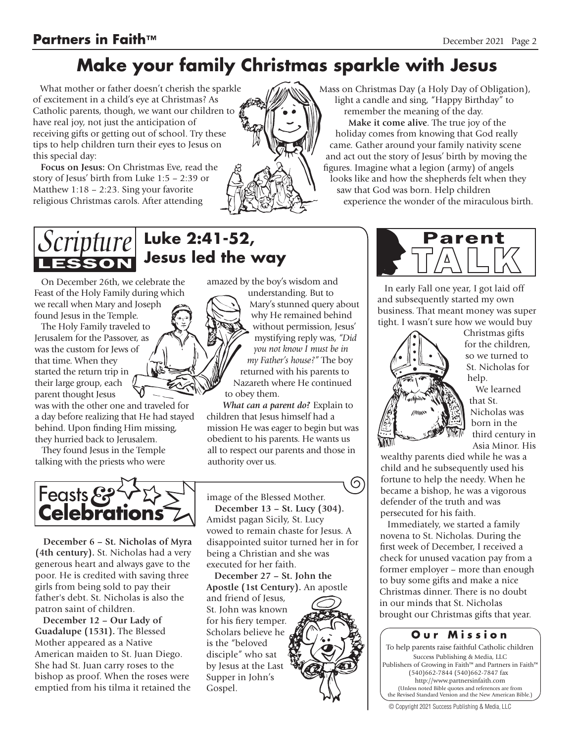# Make your family Christmas sparkle with Jesus

What mother or father doesn't cherish the sparkle of excitement in a child's eye at Christmas? As Catholic parents, though, we want our children to have real joy, not just the anticipation of receiving gifts or getting out of school. Try these tips to help children turn their eyes to Jesus on this special day:

**Focus on Jesus:** On Christmas Eve, read the story of Jesus' birth from Luke 1:5 – 2:39 or Matthew 1:18 – 2:23. Sing your favorite religious Christmas carols. After attending Mass on Christmas Day (a Holy Day of Obligation), light a candle and sing, "Happy Birthday" to remember the meaning of the day.

**Make it come alive**. The true joy of the holiday comes from knowing that God really came. Gather around your family nativity scene and act out the story of Jesus' birth by moving the figures. Imagine what a legion (army) of angels looks like and how the shepherds felt when they saw that God was born. Help children experience the wonder of the miraculous birth.

## Scripture Lesson: Luke 2:41-52, Jesus led the way

On December 26th, we celebrate the Feast of the Holy Family during which we recall when Mary and Joseph found Jesus in the Temple.

The Holy Family traveled to Jerusalem for the Passover, as was the custom for Jews of that time. When they started the return trip in their large group, each parent thought Jesus was with the other one and traveled for a day before realizing that He had stayed behind. Upon finding Him missing, they hurried back to Jerusalem.

They found Jesus in the Temple talking with the priests who were amazed by the boy's wisdom and understanding. But to Mary's stunned query about why He remained behind without permission, Jesus' mystifying reply was, *"Did you not know I must be in my Father's house?"* The boy returned with his parents to Nazareth where He continued to obey them.

***What can a parent do?*** Explain to children that Jesus himself had a mission He was eager to begin but was obedient to his parents. He wants us all to respect our parents and those in authority over us.

## Feasts & Celebrations

**December 6 – St. Nicholas of Myra (4th century).** St. Nicholas had a very generous heart and always gave to the poor. He is credited with saving three girls from being sold to pay their father's debt. St. Nicholas is also the patron saint of children.

**December 12 – Our Lady of Guadalupe (1531).** The Blessed Mother appeared as a Native American maiden to St. Juan Diego. She had St. Juan carry roses to the bishop as proof. When the roses were emptied from his tilma it retained the image of the Blessed Mother.

**December 13 – St. Lucy (304).** Amidst pagan Sicily, St. Lucy vowed to remain chaste for Jesus. A disappointed suitor turned her in for being a Christian and she was executed for her faith.

**December 27 – St. John the Apostle (1st Century).** An apostle and friend of Jesus, St. John was known for his fiery temper. Scholars believe he is the "beloved disciple" who sat by Jesus at the Last Supper in John's Gospel.

## Parent TALK

In early Fall one year, I got laid off and subsequently started my own business. That meant money was super tight. I wasn't sure how we would buy Christmas gifts for the children, so we turned to St. Nicholas for help.

We learned that St. Nicholas was born in the third century in Asia Minor. His wealthy parents died while he was a child and he subsequently used his fortune to help the needy. When he became a bishop, he was a vigorous defender of the truth and was persecuted for his faith.

Immediately, we started a family novena to St. Nicholas. During the first week of December, I received a check for unused vacation pay from a former employer – more than enough to buy some gifts and make a nice Christmas dinner. There is no doubt in our minds that St. Nicholas brought our Christmas gifts that year.

### Our Mission

To help parents raise faithful Catholic children

Success Publishing & Media, LLC
Publishers of Growing in Faith™ and Partners in Faith™
(540)662-7844 (540)662-7847 fax
http://www.partnersinfaith.com
(Unless noted Bible quotes and references are from the Revised Standard Version and the New American Bible.)

© Copyright 2021 Success Publishing & Media, LLC